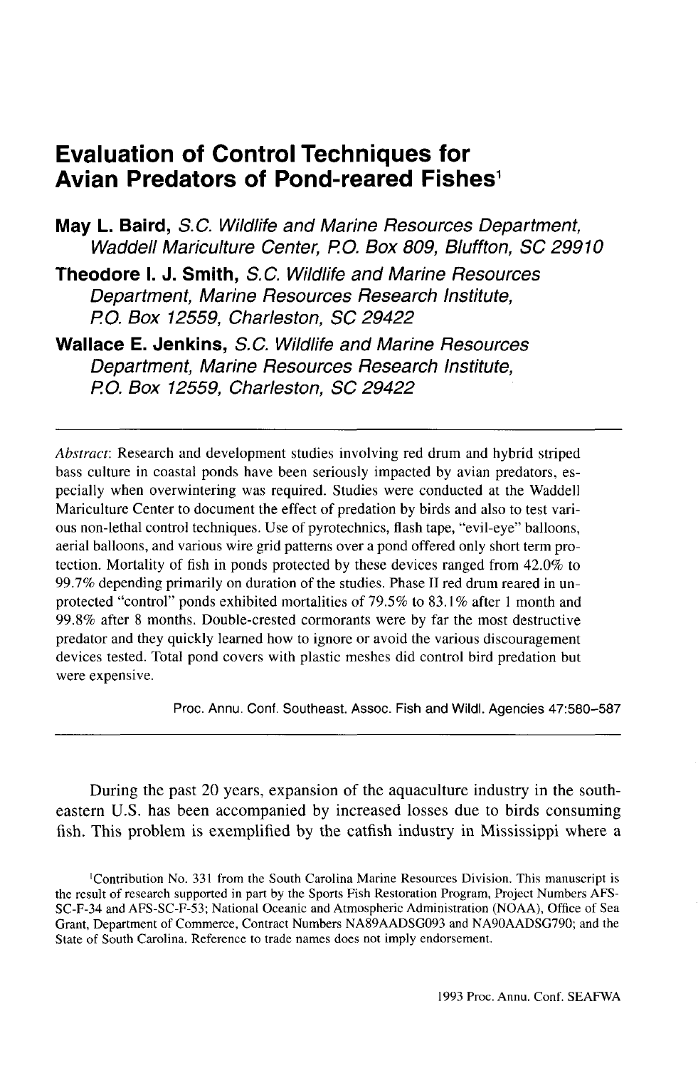# Evaluation of Control Techniques for Avian Predators of Pond-reared Fishes[1]

**May L. Baird,** *S.C. Wildlife and Marine Resources Department, Waddell Mariculture Center, P.O. Box 809, Bluffton, SC 29910*

**Theodore I. J. Smith,** *S.C. Wildlife and Marine Resources Department, Marine Resources Research Institute, P.O. Box 12559, Charleston, SC 29422*

**Wallace E. Jenkins,** *S.C. Wildlife and Marine Resources Department, Marine Resources Research Institute, P.O. Box 12559, Charleston, SC 29422*

---

*Abstract*: Research and development studies involving red drum and hybrid striped bass culture in coastal ponds have been seriously impacted by avian predators, especially when overwintering was required. Studies were conducted at the Waddell Mariculture Center to document the effect of predation by birds and also to test various non-lethal control techniques. Use of pyrotechnics, flash tape, "evil-eye" balloons, aerial balloons, and various wire grid patterns over a pond offered only short term protection. Mortality of fish in ponds protected by these devices ranged from 42.0% to 99.7% depending primarily on duration of the studies. Phase II red drum reared in unprotected "control" ponds exhibited mortalities of 79.5% to 83.1% after 1 month and 99.8% after 8 months. Double-crested cormorants were by far the most destructive predator and they quickly learned how to ignore or avoid the various discouragement devices tested. Total pond covers with plastic meshes did control bird predation but were expensive.

Proc. Annu. Conf. Southeast. Assoc. Fish and Wildl. Agencies 47:580–587

---

During the past 20 years, expansion of the aquaculture industry in the southeastern U.S. has been accompanied by increased losses due to birds consuming fish. This problem is exemplified by the catfish industry in Mississippi where a

[1]Contribution No. 331 from the South Carolina Marine Resources Division. This manuscript is the result of research supported in part by the Sports Fish Restoration Program, Project Numbers AFS-SC-F-34 and AFS-SC-F-53; National Oceanic and Atmospheric Administration (NOAA), Office of Sea Grant, Department of Commerce, Contract Numbers NA89AADSG093 and NA90AADSG790; and the State of South Carolina. Reference to trade names does not imply endorsement.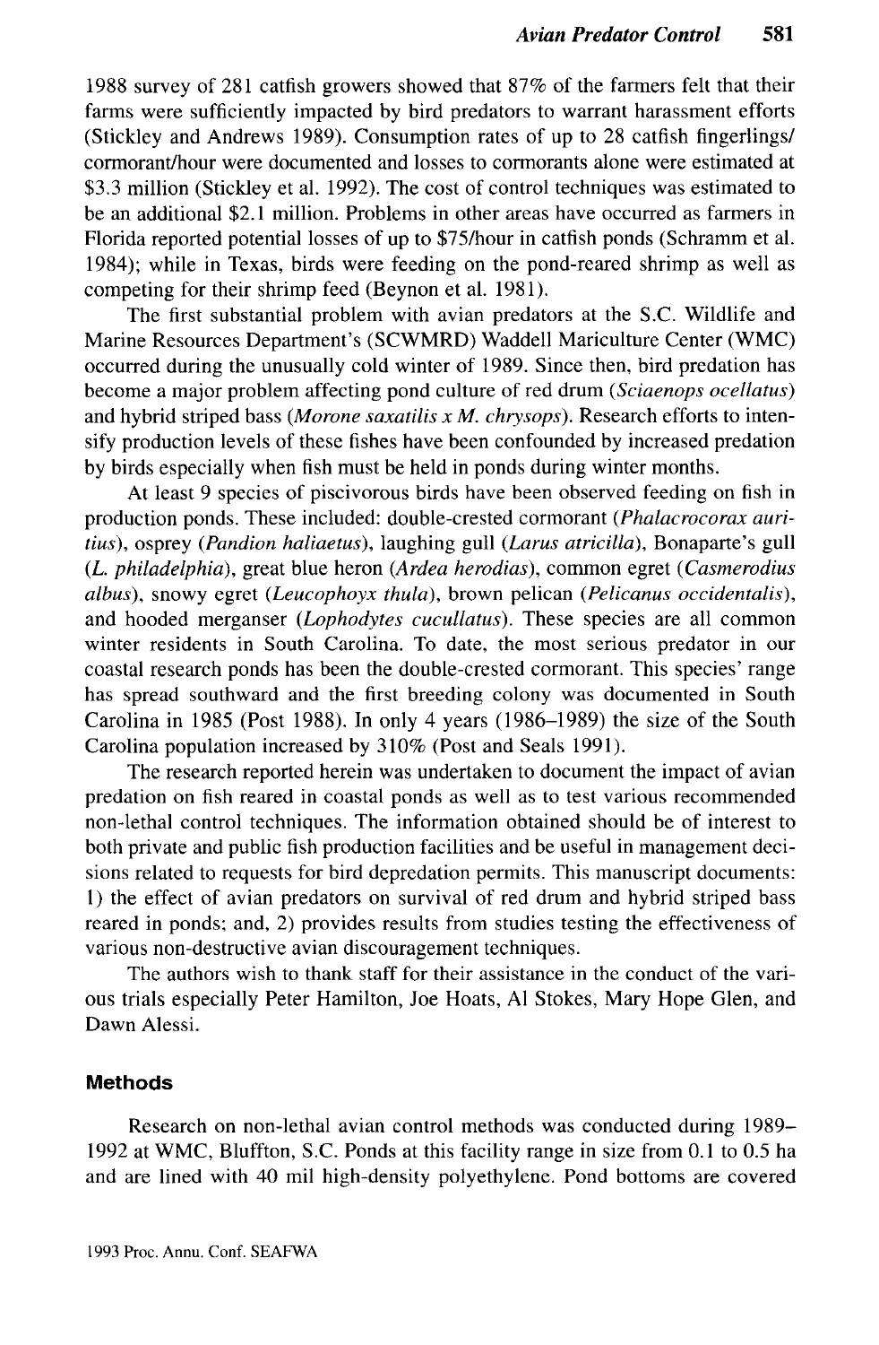1988 survey of 281 catfish growers showed that 87% of the farmers felt that their farms were sufficiently impacted by bird predators to warrant harassment efforts (Stickley and Andrews 1989). Consumption rates of up to 28 catfish fingerlings/ cormorant/hour were documented and losses to cormorants alone were estimated at $3.3 million (Stickley et al. 1992). The cost of control techniques was estimated to be an additional $2.1 million. Problems in other areas have occurred as farmers in Florida reported potential losses of up to $75/hour in catfish ponds (Schramm et al. 1984); while in Texas, birds were feeding on the pond-reared shrimp as well as competing for their shrimp feed (Beynon et al. 1981).

The first substantial problem with avian predators at the S.C. Wildlife and Marine Resources Department's (SCWMRD) Waddell Mariculture Center (WMC) occurred during the unusually cold winter of 1989. Since then, bird predation has become a major problem affecting pond culture of red drum (*Sciaenops ocellatus*) and hybrid striped bass (*Morone saxatilis x M. chrysops*). Research efforts to intensify production levels of these fishes have been confounded by increased predation by birds especially when fish must be held in ponds during winter months.

At least 9 species of piscivorous birds have been observed feeding on fish in production ponds. These included: double-crested cormorant (*Phalacrocorax auritius*), osprey (*Pandion haliaetus*), laughing gull (*Larus atricilla*), Bonaparte's gull (*L. philadelphia*), great blue heron (*Ardea herodias*), common egret (*Casmerodius albus*), snowy egret (*Leucophoyx thula*), brown pelican (*Pelicanus occidentalis*), and hooded merganser (*Lophodytes cucullatus*). These species are all common winter residents in South Carolina. To date, the most serious predator in our coastal research ponds has been the double-crested cormorant. This species' range has spread southward and the first breeding colony was documented in South Carolina in 1985 (Post 1988). In only 4 years (1986–1989) the size of the South Carolina population increased by 310% (Post and Seals 1991).

The research reported herein was undertaken to document the impact of avian predation on fish reared in coastal ponds as well as to test various recommended non-lethal control techniques. The information obtained should be of interest to both private and public fish production facilities and be useful in management decisions related to requests for bird depredation permits. This manuscript documents: 1) the effect of avian predators on survival of red drum and hybrid striped bass reared in ponds; and, 2) provides results from studies testing the effectiveness of various non-destructive avian discouragement techniques.

The authors wish to thank staff for their assistance in the conduct of the various trials especially Peter Hamilton, Joe Hoats, Al Stokes, Mary Hope Glen, and Dawn Alessi.

## Methods

Research on non-lethal avian control methods was conducted during 1989–1992 at WMC, Bluffton, S.C. Ponds at this facility range in size from 0.1 to 0.5 ha and are lined with 40 mil high-density polyethylene. Pond bottoms are covered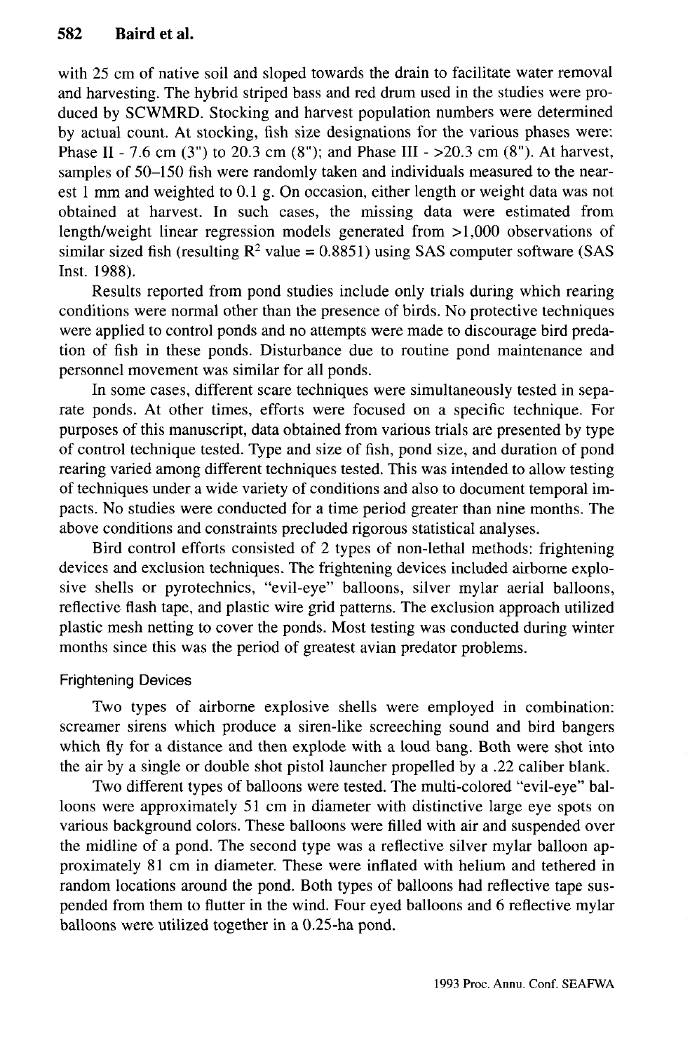with 25 cm of native soil and sloped towards the drain to facilitate water removal and harvesting. The hybrid striped bass and red drum used in the studies were produced by SCWMRD. Stocking and harvest population numbers were determined by actual count. At stocking, fish size designations for the various phases were: Phase II - 7.6 cm (3") to 20.3 cm (8"); and Phase III - >20.3 cm (8"). At harvest, samples of 50–150 fish were randomly taken and individuals measured to the nearest 1 mm and weighted to 0.1 g. On occasion, either length or weight data was not obtained at harvest. In such cases, the missing data were estimated from length/weight linear regression models generated from >1,000 observations of similar sized fish (resulting $R^2$ value = 0.8851) using SAS computer software (SAS Inst. 1988).

Results reported from pond studies include only trials during which rearing conditions were normal other than the presence of birds. No protective techniques were applied to control ponds and no attempts were made to discourage bird predation of fish in these ponds. Disturbance due to routine pond maintenance and personnel movement was similar for all ponds.

In some cases, different scare techniques were simultaneously tested in separate ponds. At other times, efforts were focused on a specific technique. For purposes of this manuscript, data obtained from various trials are presented by type of control technique tested. Type and size of fish, pond size, and duration of pond rearing varied among different techniques tested. This was intended to allow testing of techniques under a wide variety of conditions and also to document temporal impacts. No studies were conducted for a time period greater than nine months. The above conditions and constraints precluded rigorous statistical analyses.

Bird control efforts consisted of 2 types of non-lethal methods: frightening devices and exclusion techniques. The frightening devices included airborne explosive shells or pyrotechnics, "evil-eye" balloons, silver mylar aerial balloons, reflective flash tape, and plastic wire grid patterns. The exclusion approach utilized plastic mesh netting to cover the ponds. Most testing was conducted during winter months since this was the period of greatest avian predator problems.

### Frightening Devices

Two types of airborne explosive shells were employed in combination: screamer sirens which produce a siren-like screeching sound and bird bangers which fly for a distance and then explode with a loud bang. Both were shot into the air by a single or double shot pistol launcher propelled by a .22 caliber blank.

Two different types of balloons were tested. The multi-colored "evil-eye" balloons were approximately 51 cm in diameter with distinctive large eye spots on various background colors. These balloons were filled with air and suspended over the midline of a pond. The second type was a reflective silver mylar balloon approximately 81 cm in diameter. These were inflated with helium and tethered in random locations around the pond. Both types of balloons had reflective tape suspended from them to flutter in the wind. Four eyed balloons and 6 reflective mylar balloons were utilized together in a 0.25-ha pond.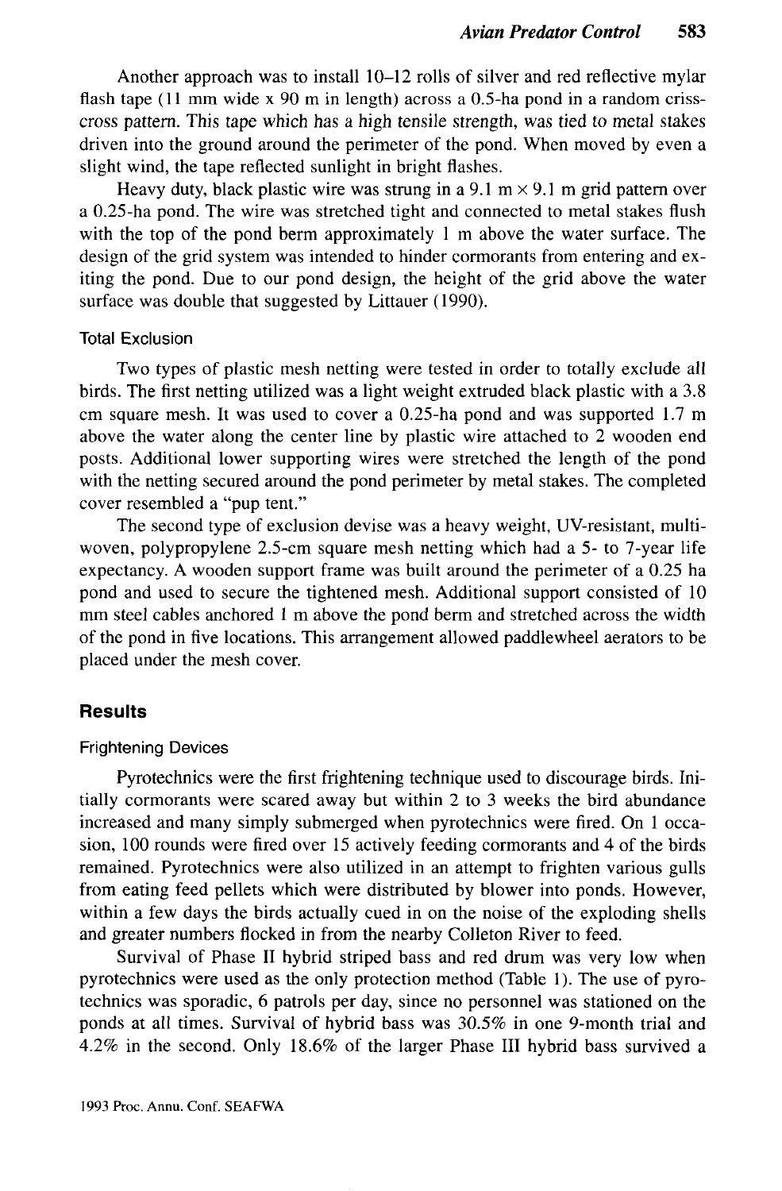Another approach was to install 10–12 rolls of silver and red reflective mylar flash tape (11 mm wide x 90 m in length) across a 0.5-ha pond in a random criss-cross pattern. This tape which has a high tensile strength, was tied to metal stakes driven into the ground around the perimeter of the pond. When moved by even a slight wind, the tape reflected sunlight in bright flashes.

Heavy duty, black plastic wire was strung in a 9.1 m × 9.1 m grid pattern over a 0.25-ha pond. The wire was stretched tight and connected to metal stakes flush with the top of the pond berm approximately 1 m above the water surface. The design of the grid system was intended to hinder cormorants from entering and exiting the pond. Due to our pond design, the height of the grid above the water surface was double that suggested by Littauer (1990).

### Total Exclusion

Two types of plastic mesh netting were tested in order to totally exclude all birds. The first netting utilized was a light weight extruded black plastic with a 3.8 cm square mesh. It was used to cover a 0.25-ha pond and was supported 1.7 m above the water along the center line by plastic wire attached to 2 wooden end posts. Additional lower supporting wires were stretched the length of the pond with the netting secured around the pond perimeter by metal stakes. The completed cover resembled a "pup tent."

The second type of exclusion devise was a heavy weight, UV-resistant, multi-woven, polypropylene 2.5-cm square mesh netting which had a 5- to 7-year life expectancy. A wooden support frame was built around the perimeter of a 0.25 ha pond and used to secure the tightened mesh. Additional support consisted of 10 mm steel cables anchored 1 m above the pond berm and stretched across the width of the pond in five locations. This arrangement allowed paddlewheel aerators to be placed under the mesh cover.

## Results

### Frightening Devices

Pyrotechnics were the first frightening technique used to discourage birds. Initially cormorants were scared away but within 2 to 3 weeks the bird abundance increased and many simply submerged when pyrotechnics were fired. On 1 occasion, 100 rounds were fired over 15 actively feeding cormorants and 4 of the birds remained. Pyrotechnics were also utilized in an attempt to frighten various gulls from eating feed pellets which were distributed by blower into ponds. However, within a few days the birds actually cued in on the noise of the exploding shells and greater numbers flocked in from the nearby Colleton River to feed.

Survival of Phase II hybrid striped bass and red drum was very low when pyrotechnics were used as the only protection method (Table 1). The use of pyrotechnics was sporadic, 6 patrols per day, since no personnel was stationed on the ponds at all times. Survival of hybrid bass was 30.5% in one 9-month trial and 4.2% in the second. Only 18.6% of the larger Phase III hybrid bass survived a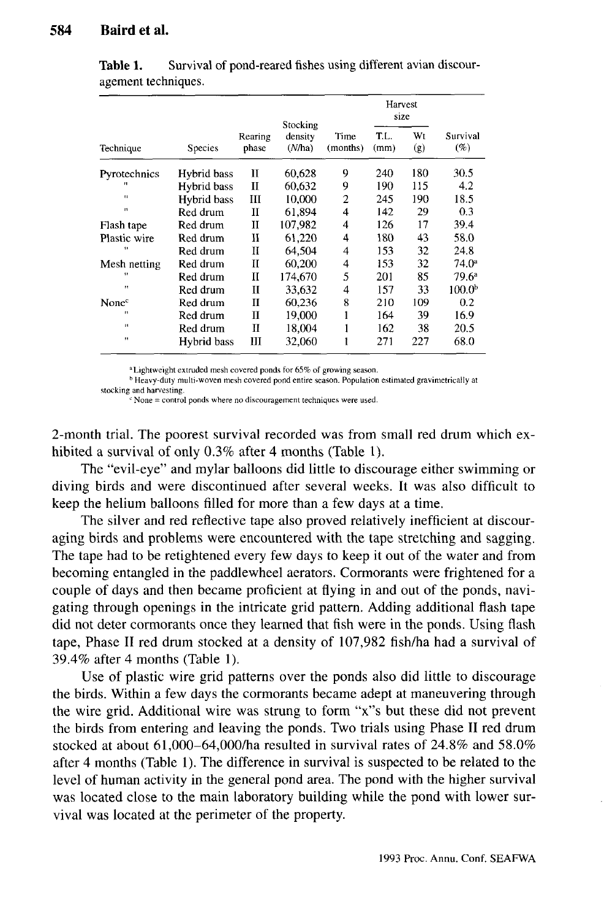Table 1. Survival of pond-reared fishes using different avian discouragement techniques.

| Technique | Species | Rearing phase | Stocking density (N/ha) | Time (months) | Harvest size T.L. (mm) | Harvest size Wt (g) | Survival (%) |
|---|---|---|---|---|---|---|---|
| Pyrotechnics | Hybrid bass | II | 60,628 | 9 | 240 | 180 | 30.5 |
| " | Hybrid bass | II | 60,632 | 9 | 190 | 115 | 4.2 |
| " | Hybrid bass | III | 10,000 | 2 | 245 | 190 | 18.5 |
| " | Red drum | II | 61,894 | 4 | 142 | 29 | 0.3 |
| Flash tape | Red drum | II | 107,982 | 4 | 126 | 17 | 39.4 |
| Plastic wire | Red drum | II | 61,220 | 4 | 180 | 43 | 58.0 |
| " | Red drum | II | 64,504 | 4 | 153 | 32 | 24.8 |
| Mesh netting | Red drum | II | 60,200 | 4 | 153 | 32 | 74.0[a] |
| " | Red drum | II | 174,670 | 5 | 201 | 85 | 79.6[a] |
| " | Red drum | II | 33,632 | 4 | 157 | 33 | 100.0[b] |
| None[c] | Red drum | II | 60,236 | 8 | 210 | 109 | 0.2 |
| " | Red drum | II | 19,000 | 1 | 164 | 39 | 16.9 |
| " | Red drum | II | 18,004 | 1 | 162 | 38 | 20.5 |
| " | Hybrid bass | III | 32,060 | 1 | 271 | 227 | 68.0 |

[a] Lightweight extruded mesh covered ponds for 65% of growing season.
[b] Heavy-duty multi-woven mesh covered pond entire season. Population estimated gravimetrically at stocking and harvesting.
[c] None = control ponds where no discouragement techniques were used.

2-month trial. The poorest survival recorded was from small red drum which exhibited a survival of only 0.3% after 4 months (Table 1).

The "evil-eye" and mylar balloons did little to discourage either swimming or diving birds and were discontinued after several weeks. It was also difficult to keep the helium balloons filled for more than a few days at a time.

The silver and red reflective tape also proved relatively inefficient at discouraging birds and problems were encountered with the tape stretching and sagging. The tape had to be retightened every few days to keep it out of the water and from becoming entangled in the paddlewheel aerators. Cormorants were frightened for a couple of days and then became proficient at flying in and out of the ponds, navigating through openings in the intricate grid pattern. Adding additional flash tape did not deter cormorants once they learned that fish were in the ponds. Using flash tape, Phase II red drum stocked at a density of 107,982 fish/ha had a survival of 39.4% after 4 months (Table 1).

Use of plastic wire grid patterns over the ponds also did little to discourage the birds. Within a few days the cormorants became adept at maneuvering through the wire grid. Additional wire was strung to form "x"s but these did not prevent the birds from entering and leaving the ponds. Two trials using Phase II red drum stocked at about 61,000–64,000/ha resulted in survival rates of 24.8% and 58.0% after 4 months (Table 1). The difference in survival is suspected to be related to the level of human activity in the general pond area. The pond with the higher survival was located close to the main laboratory building while the pond with lower survival was located at the perimeter of the property.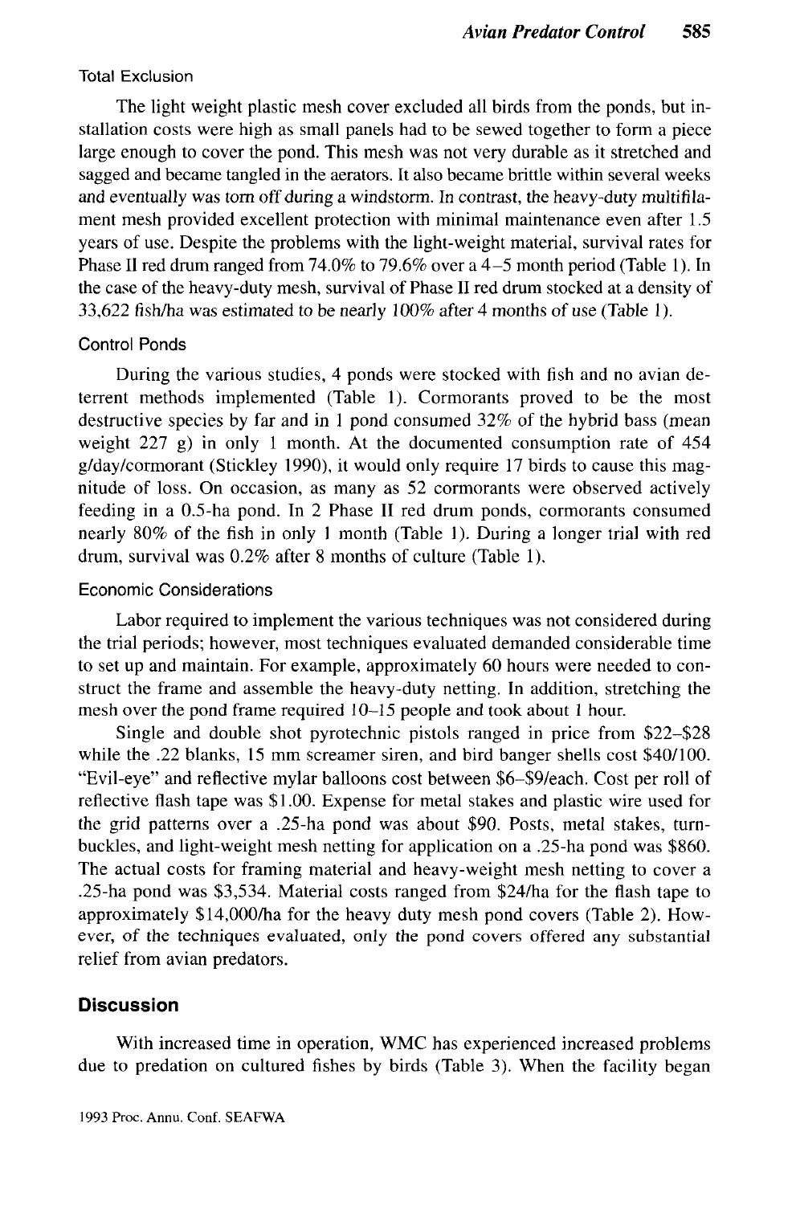### Total Exclusion

The light weight plastic mesh cover excluded all birds from the ponds, but installation costs were high as small panels had to be sewed together to form a piece large enough to cover the pond. This mesh was not very durable as it stretched and sagged and became tangled in the aerators. It also became brittle within several weeks and eventually was torn off during a windstorm. In contrast, the heavy-duty multifilament mesh provided excellent protection with minimal maintenance even after 1.5 years of use. Despite the problems with the light-weight material, survival rates for Phase II red drum ranged from 74.0% to 79.6% over a 4–5 month period (Table 1). In the case of the heavy-duty mesh, survival of Phase II red drum stocked at a density of 33,622 fish/ha was estimated to be nearly 100% after 4 months of use (Table 1).

### Control Ponds

During the various studies, 4 ponds were stocked with fish and no avian deterrent methods implemented (Table 1). Cormorants proved to be the most destructive species by far and in 1 pond consumed 32% of the hybrid bass (mean weight 227 g) in only 1 month. At the documented consumption rate of 454 g/day/cormorant (Stickley 1990), it would only require 17 birds to cause this magnitude of loss. On occasion, as many as 52 cormorants were observed actively feeding in a 0.5-ha pond. In 2 Phase II red drum ponds, cormorants consumed nearly 80% of the fish in only 1 month (Table 1). During a longer trial with red drum, survival was 0.2% after 8 months of culture (Table 1).

### Economic Considerations

Labor required to implement the various techniques was not considered during the trial periods; however, most techniques evaluated demanded considerable time to set up and maintain. For example, approximately 60 hours were needed to construct the frame and assemble the heavy-duty netting. In addition, stretching the mesh over the pond frame required 10–15 people and took about 1 hour.

Single and double shot pyrotechnic pistols ranged in price from $22–$28 while the .22 blanks, 15 mm screamer siren, and bird banger shells cost $40/100. "Evil-eye" and reflective mylar balloons cost between $6–$9/each. Cost per roll of reflective flash tape was $1.00. Expense for metal stakes and plastic wire used for the grid patterns over a .25-ha pond was about $90. Posts, metal stakes, turnbuckles, and light-weight mesh netting for application on a .25-ha pond was $860. The actual costs for framing material and heavy-weight mesh netting to cover a .25-ha pond was $3,534. Material costs ranged from $24/ha for the flash tape to approximately $14,000/ha for the heavy duty mesh pond covers (Table 2). However, of the techniques evaluated, only the pond covers offered any substantial relief from avian predators.

## Discussion

With increased time in operation, WMC has experienced increased problems due to predation on cultured fishes by birds (Table 3). When the facility began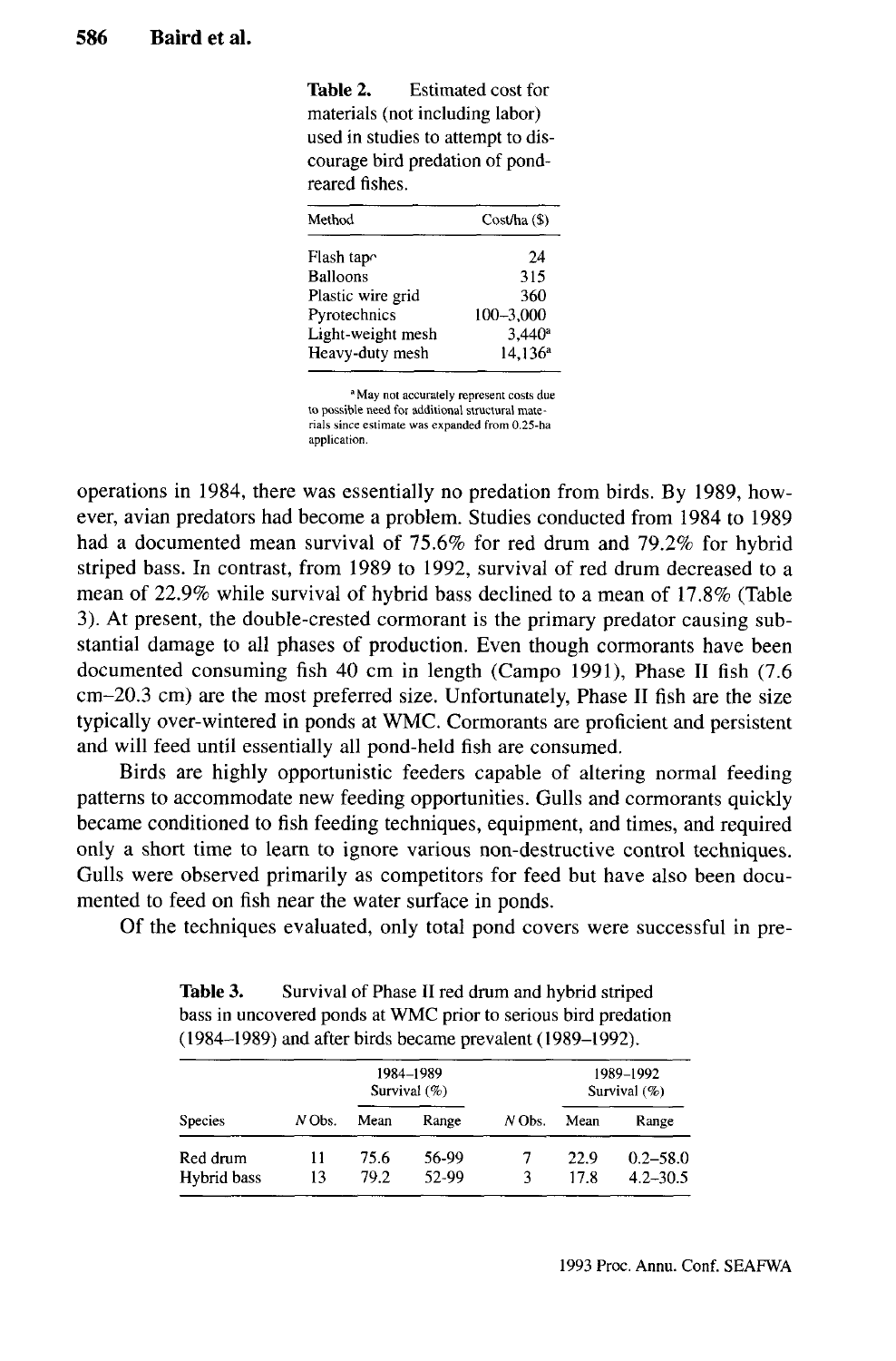**Table 2.** Estimated cost for materials (not including labor) used in studies to attempt to discourage bird predation of pond-reared fishes.

| Method | Cost/ha ($) |
|---|---|
| Flash tape | 24 |
| Balloons | 315 |
| Plastic wire grid | 360 |
| Pyrotechnics | 100–3,000 |
| Light-weight mesh | 3,440[a] |
| Heavy-duty mesh | 14,136[a] |

[a] May not accurately represent costs due to possible need for additional structural materials since estimate was expanded from 0.25-ha application.

operations in 1984, there was essentially no predation from birds. By 1989, however, avian predators had become a problem. Studies conducted from 1984 to 1989 had a documented mean survival of 75.6% for red drum and 79.2% for hybrid striped bass. In contrast, from 1989 to 1992, survival of red drum decreased to a mean of 22.9% while survival of hybrid bass declined to a mean of 17.8% (Table 3). At present, the double-crested cormorant is the primary predator causing substantial damage to all phases of production. Even though cormorants have been documented consuming fish 40 cm in length (Campo 1991), Phase II fish (7.6 cm–20.3 cm) are the most preferred size. Unfortunately, Phase II fish are the size typically over-wintered in ponds at WMC. Cormorants are proficient and persistent and will feed until essentially all pond-held fish are consumed.

Birds are highly opportunistic feeders capable of altering normal feeding patterns to accommodate new feeding opportunities. Gulls and cormorants quickly became conditioned to fish feeding techniques, equipment, and times, and required only a short time to learn to ignore various non-destructive control techniques. Gulls were observed primarily as competitors for feed but have also been documented to feed on fish near the water surface in ponds.

Of the techniques evaluated, only total pond covers were successful in pre-

**Table 3.** Survival of Phase II red drum and hybrid striped bass in uncovered ponds at WMC prior to serious bird predation (1984–1989) and after birds became prevalent (1989–1992).

| | 1984–1989 | | | 1989–1992 | | |
|---|---|---|---|---|---|---|
| | | Survival (%) | | | Survival (%) | |
| Species | *N* Obs. | Mean | Range | *N* Obs. | Mean | Range |
| Red drum | 11 | 75.6 | 56-99 | 7 | 22.9 | 0.2–58.0 |
| Hybrid bass | 13 | 79.2 | 52-99 | 3 | 17.8 | 4.2–30.5 |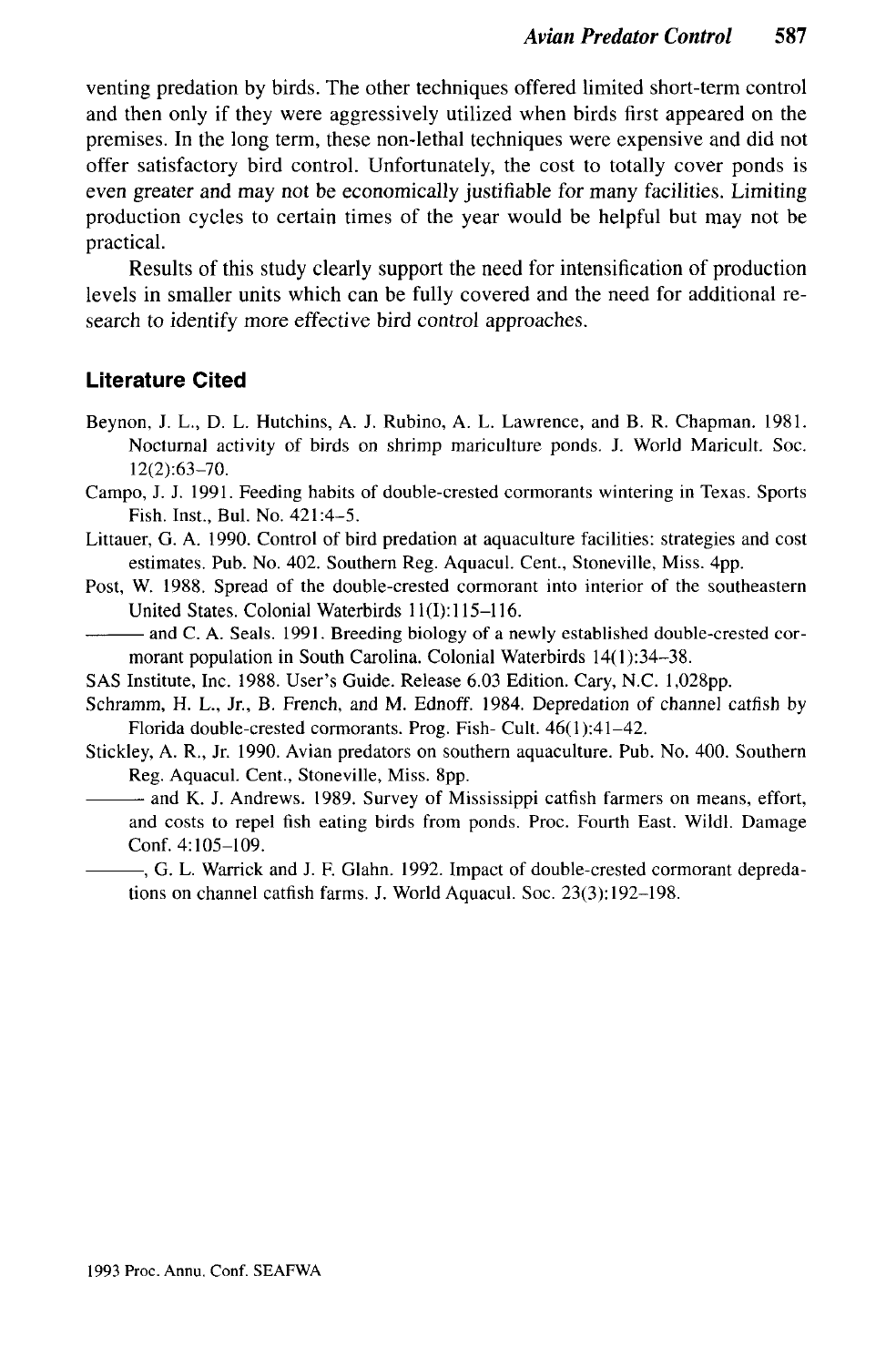venting predation by birds. The other techniques offered limited short-term control and then only if they were aggressively utilized when birds first appeared on the premises. In the long term, these non-lethal techniques were expensive and did not offer satisfactory bird control. Unfortunately, the cost to totally cover ponds is even greater and may not be economically justifiable for many facilities. Limiting production cycles to certain times of the year would be helpful but may not be practical.

Results of this study clearly support the need for intensification of production levels in smaller units which can be fully covered and the need for additional research to identify more effective bird control approaches.

## Literature Cited

Beynon, J. L., D. L. Hutchins, A. J. Rubino, A. L. Lawrence, and B. R. Chapman. 1981. Nocturnal activity of birds on shrimp mariculture ponds. J. World Maricult. Soc. 12(2):63–70.

Campo, J. J. 1991. Feeding habits of double-crested cormorants wintering in Texas. Sports Fish. Inst., Bul. No. 421:4–5.

Littauer, G. A. 1990. Control of bird predation at aquaculture facilities: strategies and cost estimates. Pub. No. 402. Southern Reg. Aquacul. Cent., Stoneville, Miss. 4pp.

Post, W. 1988. Spread of the double-crested cormorant into interior of the southeastern United States. Colonial Waterbirds 11(I):115–116.

——— and C. A. Seals. 1991. Breeding biology of a newly established double-crested cormorant population in South Carolina. Colonial Waterbirds 14(1):34–38.

SAS Institute, Inc. 1988. User's Guide. Release 6.03 Edition. Cary, N.C. 1,028pp.

Schramm, H. L., Jr., B. French, and M. Ednoff. 1984. Depredation of channel catfish by Florida double-crested cormorants. Prog. Fish- Cult. 46(1):41–42.

Stickley, A. R., Jr. 1990. Avian predators on southern aquaculture. Pub. No. 400. Southern Reg. Aquacul. Cent., Stoneville, Miss. 8pp.

——— and K. J. Andrews. 1989. Survey of Mississippi catfish farmers on means, effort, and costs to repel fish eating birds from ponds. Proc. Fourth East. Wildl. Damage Conf. 4:105–109.

———, G. L. Warrick and J. F. Glahn. 1992. Impact of double-crested cormorant depredations on channel catfish farms. J. World Aquacul. Soc. 23(3):192–198.